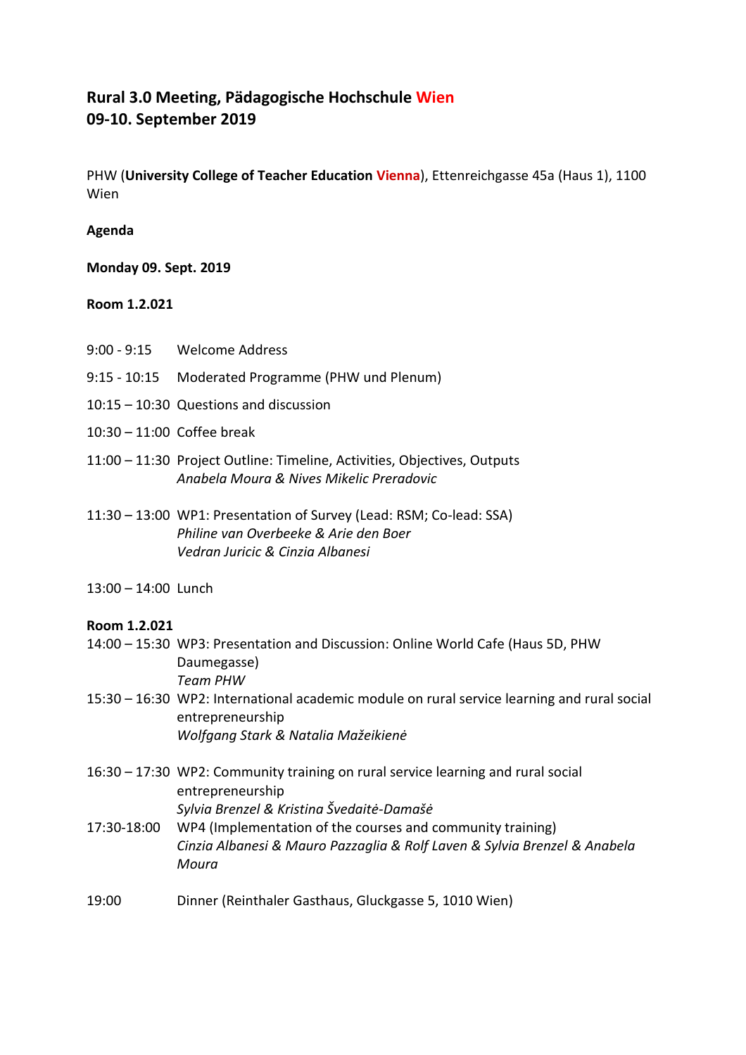## Rural 3.0 Meeting, Pädagogische Hochschule Wien
## 09-10. September 2019

PHW (**University College of Teacher Education Vienna**), Ettenreichgasse 45a (Haus 1), 1100 Wien

**Agenda**

**Monday 09. Sept. 2019**

**Room 1.2.021**

9:00 - 9:15 Welcome Address

9:15 - 10:15 Moderated Programme (PHW und Plenum)

10:15 – 10:30 Questions and discussion

10:30 – 11:00 Coffee break

11:00 – 11:30 Project Outline: Timeline, Activities, Objectives, Outputs
*Anabela Moura & Nives Mikelic Preradovic*

11:30 – 13:00 WP1: Presentation of Survey (Lead: RSM; Co-lead: SSA)
*Philine van Overbeeke & Arie den Boer*
*Vedran Juricic & Cinzia Albanesi*

13:00 – 14:00 Lunch

**Room 1.2.021**

14:00 – 15:30 WP3: Presentation and Discussion: Online World Cafe (Haus 5D, PHW Daumegasse)
*Team PHW*

15:30 – 16:30 WP2: International academic module on rural service learning and rural social entrepreneurship
*Wolfgang Stark & Natalia Mažeikienė*

16:30 – 17:30 WP2: Community training on rural service learning and rural social entrepreneurship
*Sylvia Brenzel & Kristina Švedaitė-Damašė*

17:30-18:00 WP4 (Implementation of the courses and community training)
*Cinzia Albanesi & Mauro Pazzaglia & Rolf Laven & Sylvia Brenzel & Anabela Moura*

19:00 Dinner (Reinthaler Gasthaus, Gluckgasse 5, 1010 Wien)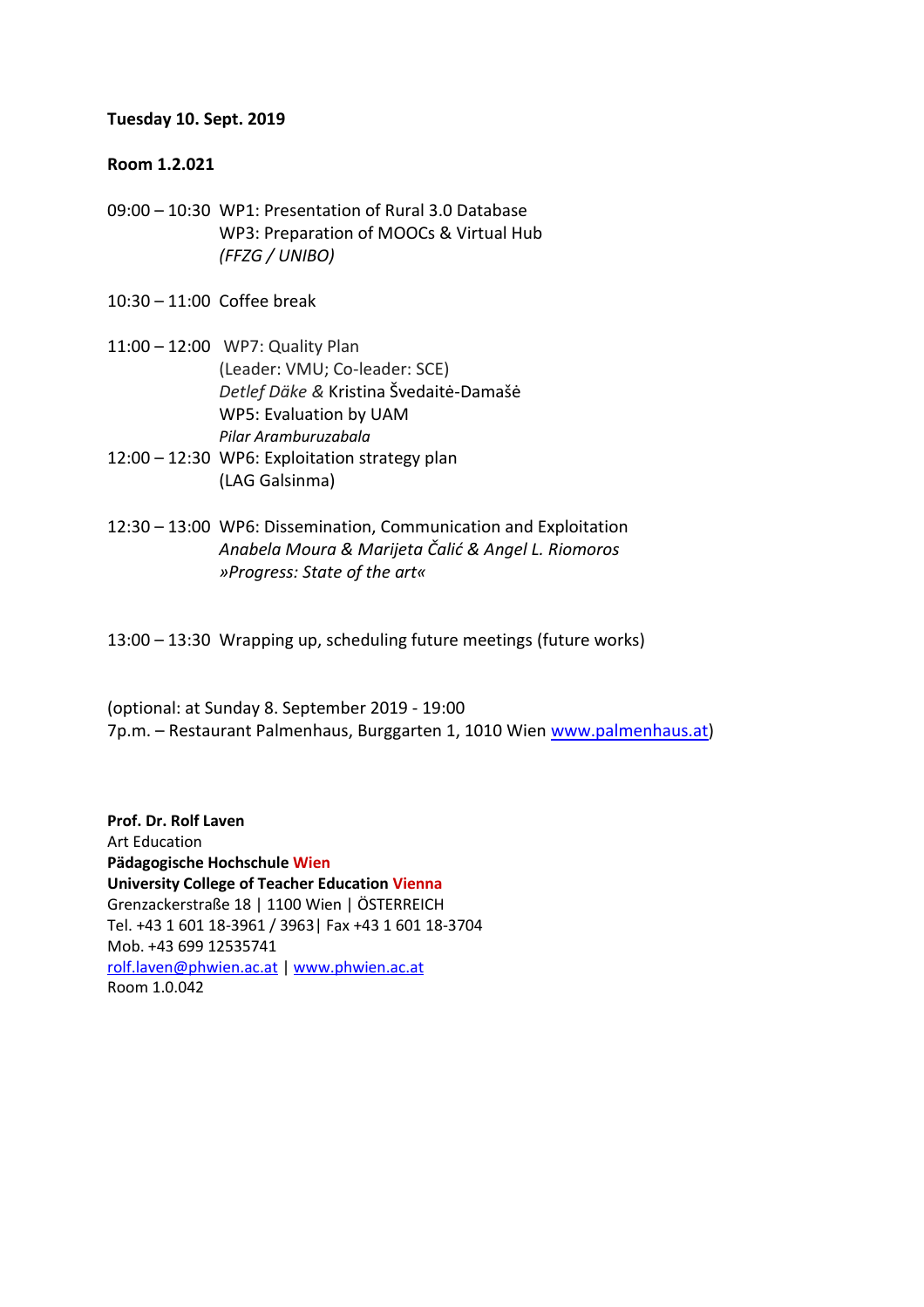**Tuesday 10. Sept. 2019**

**Room 1.2.021**

09:00 – 10:30 WP1: Presentation of Rural 3.0 Database
WP3: Preparation of MOOCs & Virtual Hub
*(FFZG / UNIBO)*

10:30 – 11:00 Coffee break

11:00 – 12:00 WP7: Quality Plan
(Leader: VMU; Co-leader: SCE)
*Detlef Däke &* Kristina Švedaitė-Damašė
WP5: Evaluation by UAM
*Pilar Aramburuzabala*

12:00 – 12:30 WP6: Exploitation strategy plan
(LAG Galsinma)

12:30 – 13:00 WP6: Dissemination, Communication and Exploitation
*Anabela Moura & Marijeta Čalić & Angel L. Riomoros*
*»Progress: State of the art«*

13:00 – 13:30 Wrapping up, scheduling future meetings (future works)

(optional: at Sunday 8. September 2019 - 19:00
7p.m. – Restaurant Palmenhaus, Burggarten 1, 1010 Wien [www.palmenhaus.at](http://www.palmenhaus.at))

**Prof. Dr. Rolf Laven**
Art Education
**Pädagogische Hochschule Wien**
**University College of Teacher Education Vienna**
Grenzackerstraße 18 | 1100 Wien | ÖSTERREICH
Tel. +43 1 601 18-3961 / 3963| Fax +43 1 601 18-3704
Mob. +43 699 12535741
[rolf.laven@phwien.ac.at](mailto:rolf.laven@phwien.ac.at) | [www.phwien.ac.at](http://www.phwien.ac.at)
Room 1.0.042